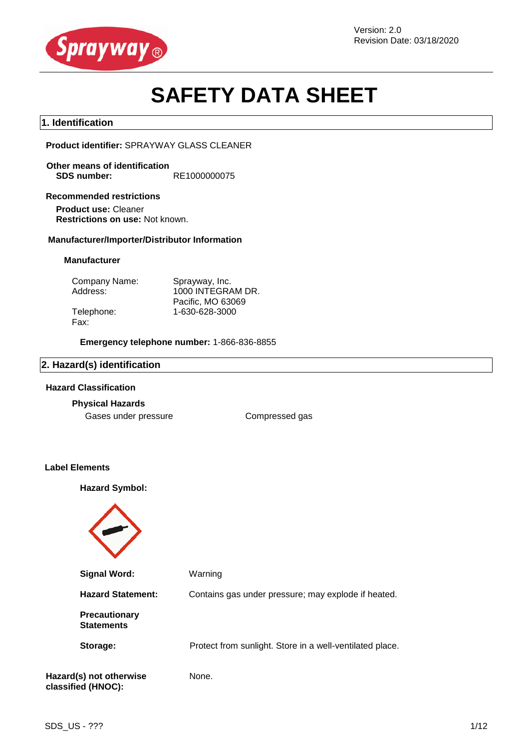Version: 2.0
Revision Date: 03/18/2020

# SAFETY DATA SHEET

## 1. Identification

**Product identifier:** SPRAYWAY GLASS CLEANER

**Other means of identification**
**SDS number:** RE1000000075

**Recommended restrictions**
**Product use:** Cleaner
**Restrictions on use:** Not known.

**Manufacturer/Importer/Distributor Information**

**Manufacturer**

| | |
|---|---|
| Company Name: | Sprayway, Inc. |
| Address: | 1000 INTEGRAM DR. Pacific, MO 63069 |
| Telephone: | 1-630-628-3000 |
| Fax: | |

**Emergency telephone number:** 1-866-836-8855

## 2. Hazard(s) identification

**Hazard Classification**

**Physical Hazards**

| | |
|---|---|
| Gases under pressure | Compressed gas |

**Label Elements**

**Hazard Symbol:**

**Signal Word:** Warning

**Hazard Statement:** Contains gas under pressure; may explode if heated.

**Precautionary Statements**

**Storage:** Protect from sunlight. Store in a well-ventilated place.

**Hazard(s) not otherwise classified (HNOC):** None.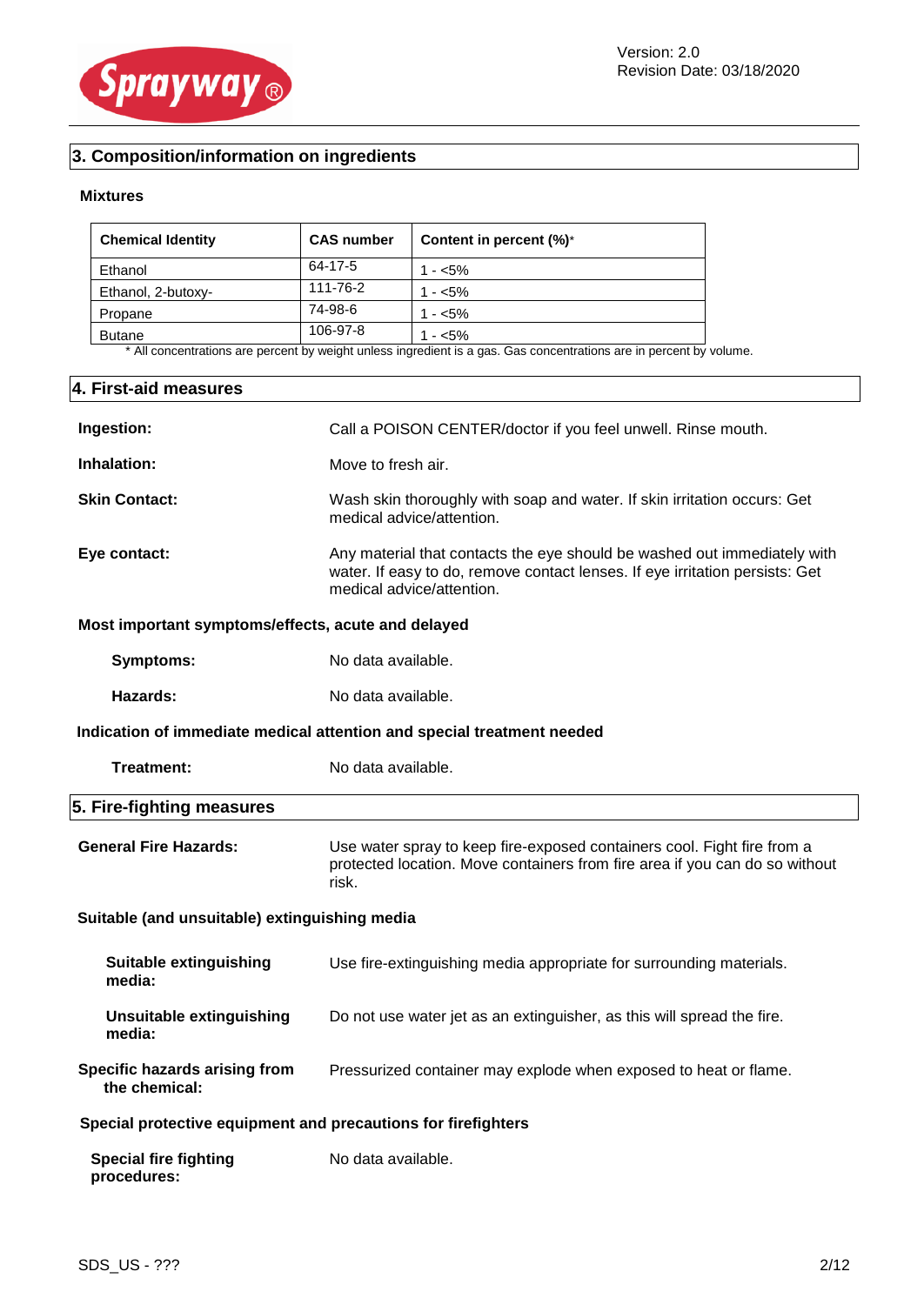## 3. Composition/information on ingredients

**Mixtures**

| Chemical Identity | CAS number | Content in percent (%)* |
|---|---|---|
| Ethanol | 64-17-5 | 1 - <5% |
| Ethanol, 2-butoxy- | 111-76-2 | 1 - <5% |
| Propane | 74-98-6 | 1 - <5% |
| Butane | 106-97-8 | 1 - <5% |

\* All concentrations are percent by weight unless ingredient is a gas. Gas concentrations are in percent by volume.

## 4. First-aid measures

**Ingestion:** Call a POISON CENTER/doctor if you feel unwell. Rinse mouth.

**Inhalation:** Move to fresh air.

**Skin Contact:** Wash skin thoroughly with soap and water. If skin irritation occurs: Get medical advice/attention.

**Eye contact:** Any material that contacts the eye should be washed out immediately with water. If easy to do, remove contact lenses. If eye irritation persists: Get medical advice/attention.

**Most important symptoms/effects, acute and delayed**

**Symptoms:** No data available.

**Hazards:** No data available.

**Indication of immediate medical attention and special treatment needed**

**Treatment:** No data available.

## 5. Fire-fighting measures

**General Fire Hazards:** Use water spray to keep fire-exposed containers cool. Fight fire from a protected location. Move containers from fire area if you can do so without risk.

**Suitable (and unsuitable) extinguishing media**

**Suitable extinguishing media:** Use fire-extinguishing media appropriate for surrounding materials.

**Unsuitable extinguishing media:** Do not use water jet as an extinguisher, as this will spread the fire.

**Specific hazards arising from the chemical:** Pressurized container may explode when exposed to heat or flame.

**Special protective equipment and precautions for firefighters**

**Special fire fighting procedures:** No data available.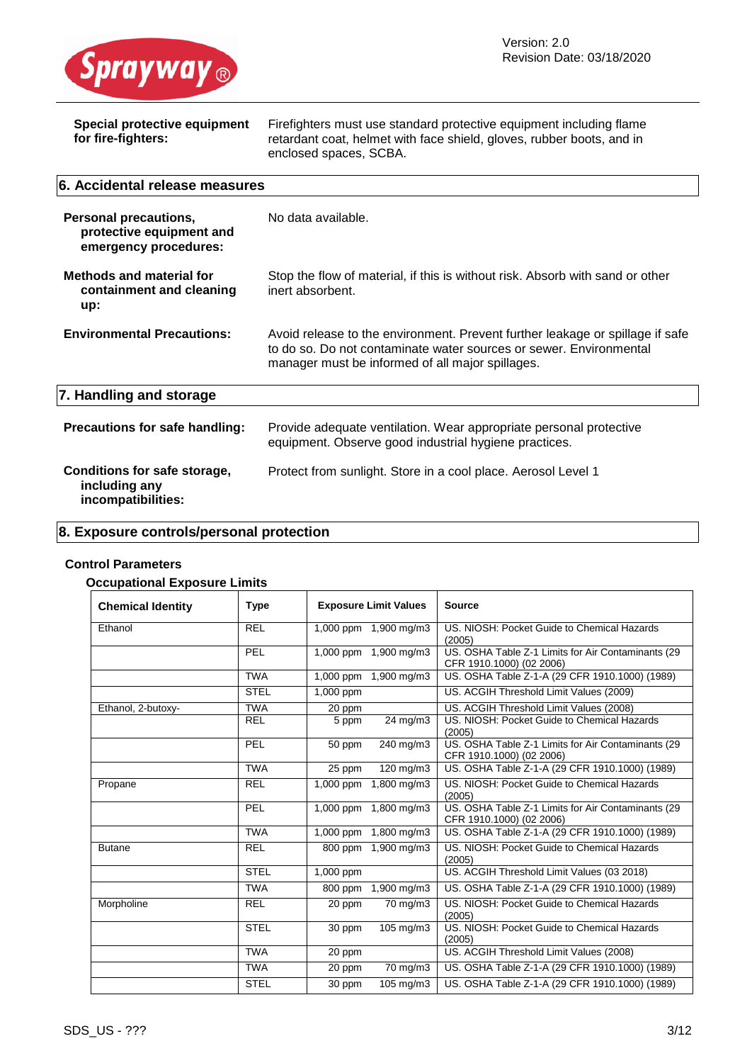| | |
|---|---|
| **Special protective equipment for fire-fighters:** | Firefighters must use standard protective equipment including flame retardant coat, helmet with face shield, gloves, rubber boots, and in enclosed spaces, SCBA. |

## 6. Accidental release measures

| | |
|---|---|
| **Personal precautions, protective equipment and emergency procedures:** | No data available. |
| **Methods and material for containment and cleaning up:** | Stop the flow of material, if this is without risk. Absorb with sand or other inert absorbent. |
| **Environmental Precautions:** | Avoid release to the environment. Prevent further leakage or spillage if safe to do so. Do not contaminate water sources or sewer. Environmental manager must be informed of all major spillages. |

## 7. Handling and storage

| | |
|---|---|
| **Precautions for safe handling:** | Provide adequate ventilation. Wear appropriate personal protective equipment. Observe good industrial hygiene practices. |
| **Conditions for safe storage, including any incompatibilities:** | Protect from sunlight. Store in a cool place. Aerosol Level 1 |

## 8. Exposure controls/personal protection

### Control Parameters

#### Occupational Exposure Limits

| Chemical Identity | Type | Exposure Limit Values | | Source |
|---|---|---|---|---|
| Ethanol | REL | 1,000 ppm | 1,900 mg/m3 | US. NIOSH: Pocket Guide to Chemical Hazards (2005) |
| | PEL | 1,000 ppm | 1,900 mg/m3 | US. OSHA Table Z-1 Limits for Air Contaminants (29 CFR 1910.1000) (02 2006) |
| | TWA | 1,000 ppm | 1,900 mg/m3 | US. OSHA Table Z-1-A (29 CFR 1910.1000) (1989) |
| | STEL | 1,000 ppm | | US. ACGIH Threshold Limit Values (2009) |
| Ethanol, 2-butoxy- | TWA | 20 ppm | | US. ACGIH Threshold Limit Values (2008) |
| | REL | 5 ppm | 24 mg/m3 | US. NIOSH: Pocket Guide to Chemical Hazards (2005) |
| | PEL | 50 ppm | 240 mg/m3 | US. OSHA Table Z-1 Limits for Air Contaminants (29 CFR 1910.1000) (02 2006) |
| | TWA | 25 ppm | 120 mg/m3 | US. OSHA Table Z-1-A (29 CFR 1910.1000) (1989) |
| Propane | REL | 1,000 ppm | 1,800 mg/m3 | US. NIOSH: Pocket Guide to Chemical Hazards (2005) |
| | PEL | 1,000 ppm | 1,800 mg/m3 | US. OSHA Table Z-1 Limits for Air Contaminants (29 CFR 1910.1000) (02 2006) |
| | TWA | 1,000 ppm | 1,800 mg/m3 | US. OSHA Table Z-1-A (29 CFR 1910.1000) (1989) |
| Butane | REL | 800 ppm | 1,900 mg/m3 | US. NIOSH: Pocket Guide to Chemical Hazards (2005) |
| | STEL | 1,000 ppm | | US. ACGIH Threshold Limit Values (03 2018) |
| | TWA | 800 ppm | 1,900 mg/m3 | US. OSHA Table Z-1-A (29 CFR 1910.1000) (1989) |
| Morpholine | REL | 20 ppm | 70 mg/m3 | US. NIOSH: Pocket Guide to Chemical Hazards (2005) |
| | STEL | 30 ppm | 105 mg/m3 | US. NIOSH: Pocket Guide to Chemical Hazards (2005) |
| | TWA | 20 ppm | | US. ACGIH Threshold Limit Values (2008) |
| | TWA | 20 ppm | 70 mg/m3 | US. OSHA Table Z-1-A (29 CFR 1910.1000) (1989) |
| | STEL | 30 ppm | 105 mg/m3 | US. OSHA Table Z-1-A (29 CFR 1910.1000) (1989) |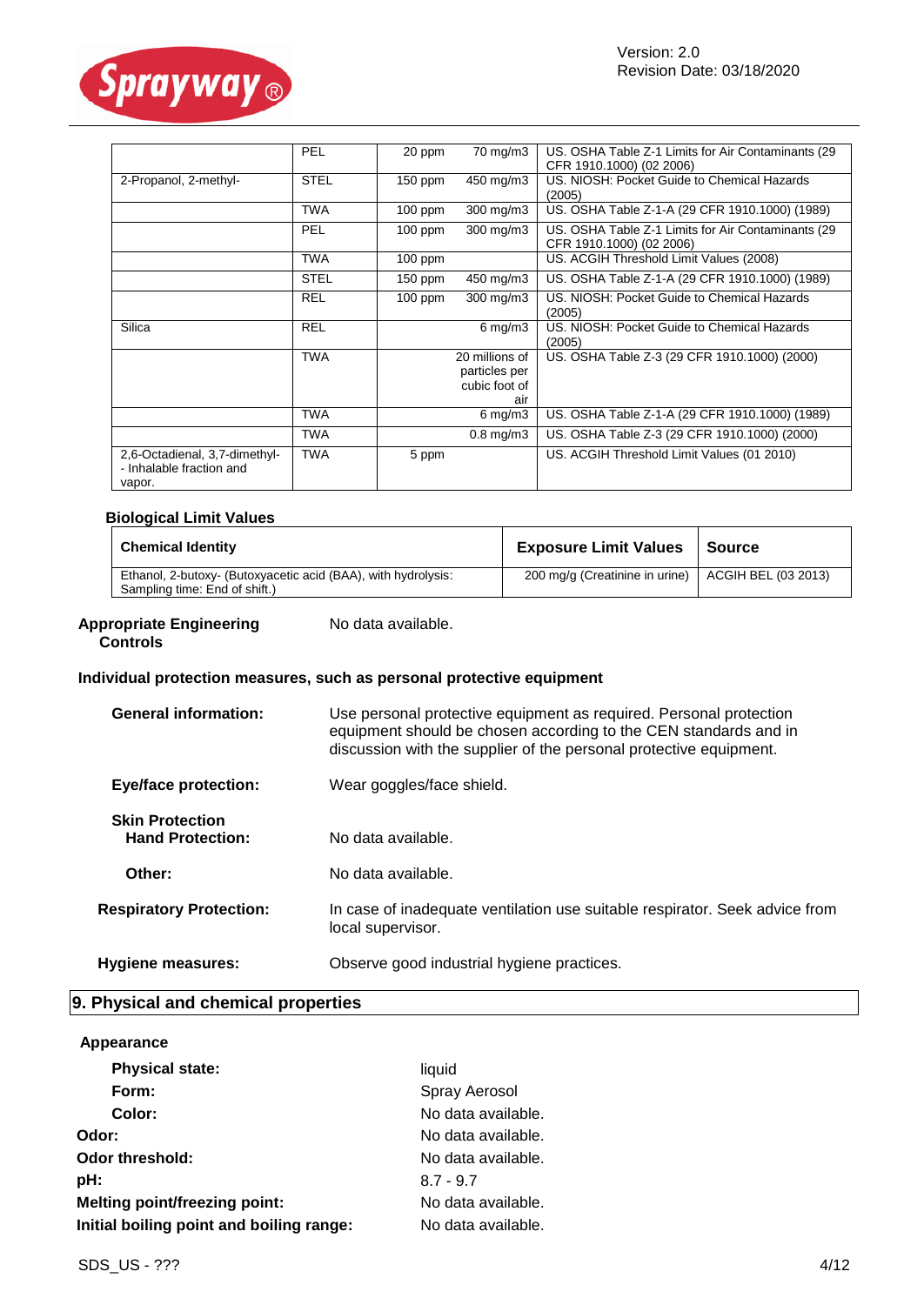| | PEL | 20 ppm | 70 mg/m3 | US. OSHA Table Z-1 Limits for Air Contaminants (29 CFR 1910.1000) (02 2006) |
|---|---|---|---|---|
| 2-Propanol, 2-methyl- | STEL | 150 ppm | 450 mg/m3 | US. NIOSH: Pocket Guide to Chemical Hazards (2005) |
| | TWA | 100 ppm | 300 mg/m3 | US. OSHA Table Z-1-A (29 CFR 1910.1000) (1989) |
| | PEL | 100 ppm | 300 mg/m3 | US. OSHA Table Z-1 Limits for Air Contaminants (29 CFR 1910.1000) (02 2006) |
| | TWA | 100 ppm | | US. ACGIH Threshold Limit Values (2008) |
| | STEL | 150 ppm | 450 mg/m3 | US. OSHA Table Z-1-A (29 CFR 1910.1000) (1989) |
| | REL | 100 ppm | 300 mg/m3 | US. NIOSH: Pocket Guide to Chemical Hazards (2005) |
| Silica | REL | | 6 mg/m3 | US. NIOSH: Pocket Guide to Chemical Hazards (2005) |
| | TWA | | 20 millions of particles per cubic foot of air | US. OSHA Table Z-3 (29 CFR 1910.1000) (2000) |
| | TWA | | 6 mg/m3 | US. OSHA Table Z-1-A (29 CFR 1910.1000) (1989) |
| | TWA | | 0.8 mg/m3 | US. OSHA Table Z-3 (29 CFR 1910.1000) (2000) |
| 2,6-Octadienal, 3,7-dimethyl- - Inhalable fraction and vapor. | TWA | 5 ppm | | US. ACGIH Threshold Limit Values (01 2010) |

**Biological Limit Values**

| Chemical Identity | Exposure Limit Values | Source |
|---|---|---|
| Ethanol, 2-butoxy- (Butoxyacetic acid (BAA), with hydrolysis: Sampling time: End of shift.) | 200 mg/g (Creatinine in urine) | ACGIH BEL (03 2013) |

**Appropriate Engineering Controls**: No data available.

**Individual protection measures, such as personal protective equipment**

**General information:** Use personal protective equipment as required. Personal protection equipment should be chosen according to the CEN standards and in discussion with the supplier of the personal protective equipment.

**Eye/face protection:** Wear goggles/face shield.

**Skin Protection**

**Hand Protection:** No data available.

**Other:** No data available.

**Respiratory Protection:** In case of inadequate ventilation use suitable respirator. Seek advice from local supervisor.

**Hygiene measures:** Observe good industrial hygiene practices.

## 9. Physical and chemical properties

**Appearance**

| | |
|---|---|
| **Physical state:** | liquid |
| **Form:** | Spray Aerosol |
| **Color:** | No data available. |
| **Odor:** | No data available. |
| **Odor threshold:** | No data available. |
| **pH:** | 8.7 - 9.7 |
| **Melting point/freezing point:** | No data available. |
| **Initial boiling point and boiling range:** | No data available. |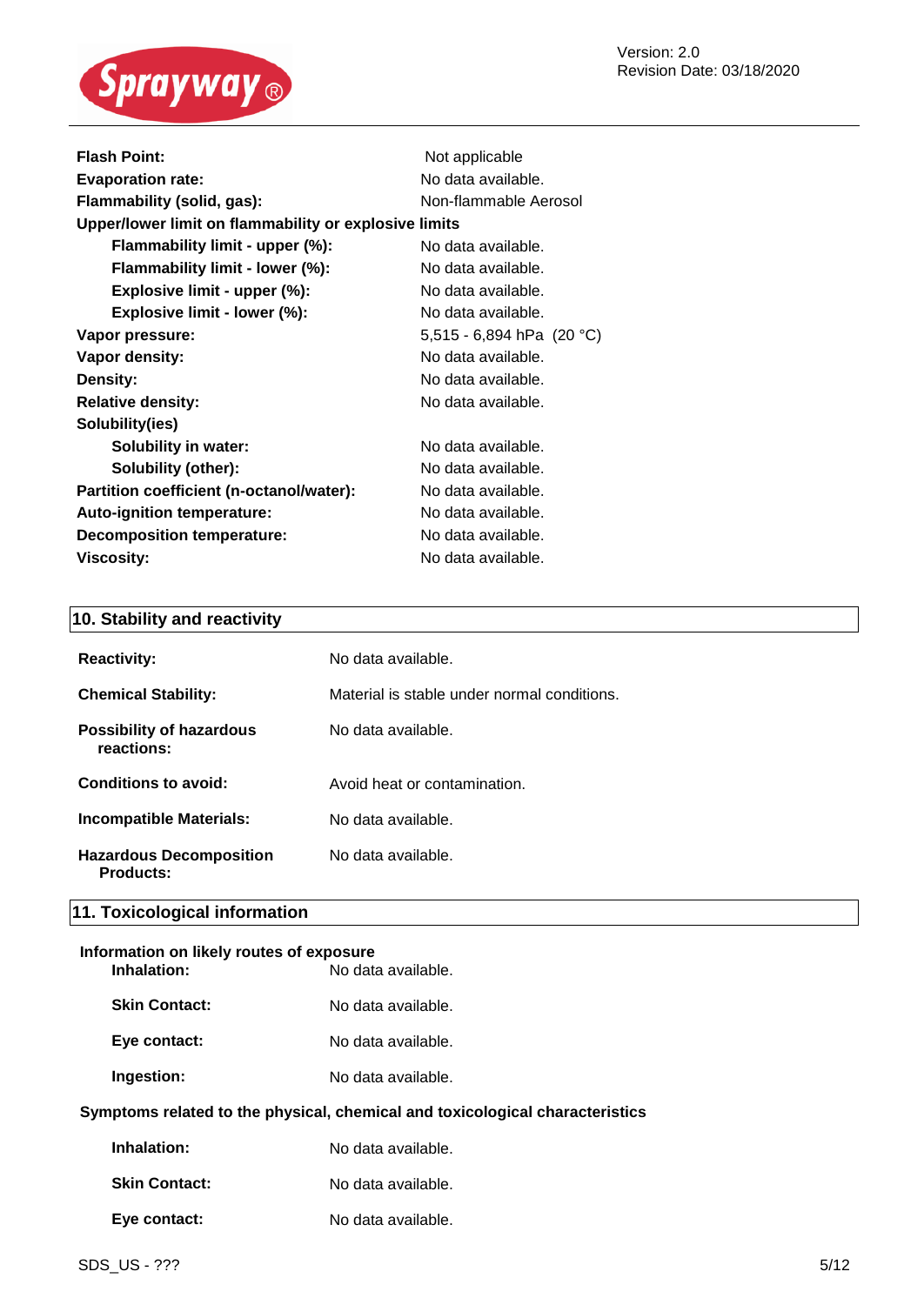| | |
|---|---|
| **Flash Point:** | Not applicable |
| **Evaporation rate:** | No data available. |
| **Flammability (solid, gas):** | Non-flammable Aerosol |
| **Upper/lower limit on flammability or explosive limits** | |
| **Flammability limit - upper (%):** | No data available. |
| **Flammability limit - lower (%):** | No data available. |
| **Explosive limit - upper (%):** | No data available. |
| **Explosive limit - lower (%):** | No data available. |
| **Vapor pressure:** | 5,515 - 6,894 hPa (20 °C) |
| **Vapor density:** | No data available. |
| **Density:** | No data available. |
| **Relative density:** | No data available. |
| **Solubility(ies)** | |
| **Solubility in water:** | No data available. |
| **Solubility (other):** | No data available. |
| **Partition coefficient (n-octanol/water):** | No data available. |
| **Auto-ignition temperature:** | No data available. |
| **Decomposition temperature:** | No data available. |
| **Viscosity:** | No data available. |

## 10. Stability and reactivity

| | |
|---|---|
| **Reactivity:** | No data available. |
| **Chemical Stability:** | Material is stable under normal conditions. |
| **Possibility of hazardous reactions:** | No data available. |
| **Conditions to avoid:** | Avoid heat or contamination. |
| **Incompatible Materials:** | No data available. |
| **Hazardous Decomposition Products:** | No data available. |

## 11. Toxicological information

**Information on likely routes of exposure**

| | |
|---|---|
| **Inhalation:** | No data available. |
| **Skin Contact:** | No data available. |
| **Eye contact:** | No data available. |
| **Ingestion:** | No data available. |

**Symptoms related to the physical, chemical and toxicological characteristics**

| | |
|---|---|
| **Inhalation:** | No data available. |
| **Skin Contact:** | No data available. |
| **Eye contact:** | No data available. |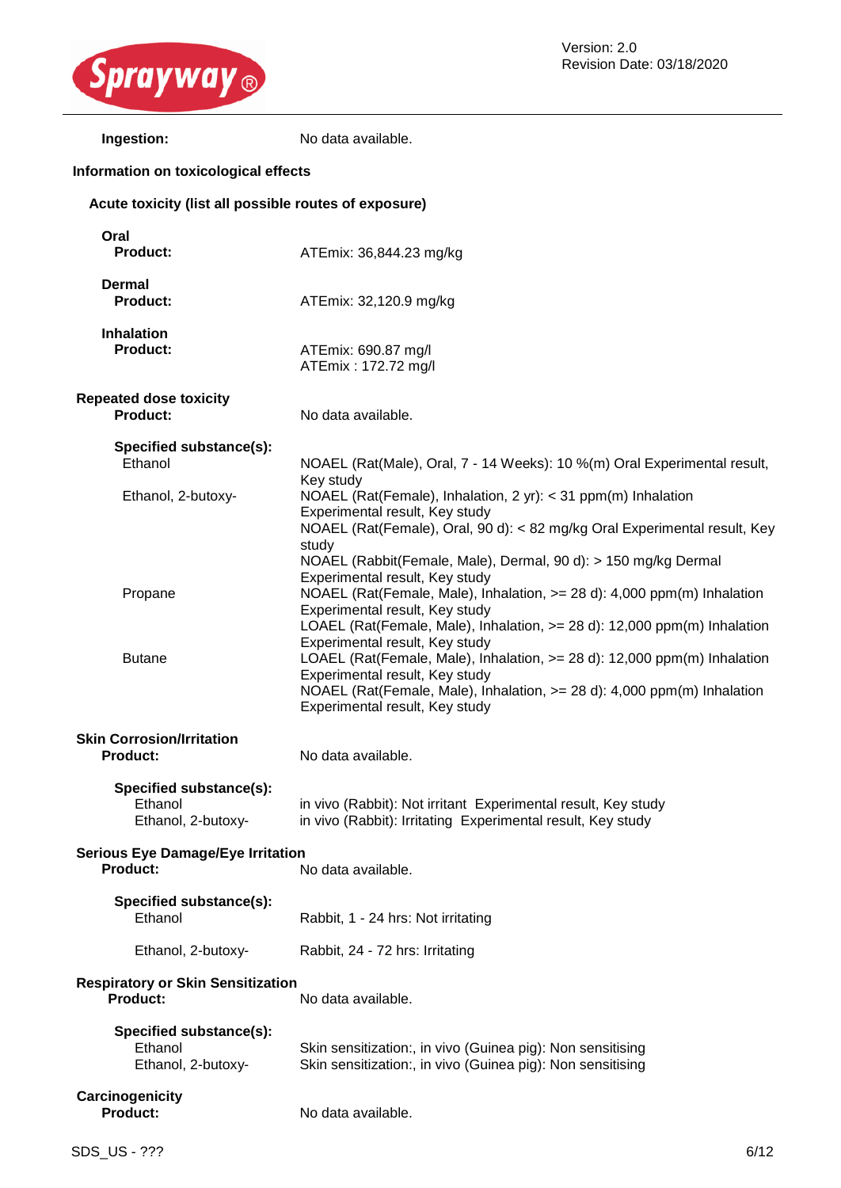**Ingestion:** No data available.

### Information on toxicological effects

#### Acute toxicity (list all possible routes of exposure)

**Oral**
**Product:** ATEmix: 36,844.23 mg/kg

**Dermal**
**Product:** ATEmix: 32,120.9 mg/kg

**Inhalation**
**Product:** ATEmix: 690.87 mg/l
ATEmix : 172.72 mg/l

#### Repeated dose toxicity

**Product:** No data available.

**Specified substance(s):**

| Substance | Result |
|---|---|
| Ethanol | NOAEL (Rat(Male), Oral, 7 - 14 Weeks): 10 %(m) Oral Experimental result, Key study |
| Ethanol, 2-butoxy- | NOAEL (Rat(Female), Inhalation, 2 yr): < 31 ppm(m) Inhalation Experimental result, Key study<br>NOAEL (Rat(Female), Oral, 90 d): < 82 mg/kg Oral Experimental result, Key study<br>NOAEL (Rabbit(Female, Male), Dermal, 90 d): > 150 mg/kg Dermal Experimental result, Key study |
| Propane | NOAEL (Rat(Female, Male), Inhalation, >= 28 d): 4,000 ppm(m) Inhalation Experimental result, Key study<br>LOAEL (Rat(Female, Male), Inhalation, >= 28 d): 12,000 ppm(m) Inhalation Experimental result, Key study |
| Butane | LOAEL (Rat(Female, Male), Inhalation, >= 28 d): 12,000 ppm(m) Inhalation Experimental result, Key study<br>NOAEL (Rat(Female, Male), Inhalation, >= 28 d): 4,000 ppm(m) Inhalation Experimental result, Key study |

#### Skin Corrosion/Irritation

**Product:** No data available.

**Specified substance(s):**

| Substance | Result |
|---|---|
| Ethanol | in vivo (Rabbit): Not irritant Experimental result, Key study |
| Ethanol, 2-butoxy- | in vivo (Rabbit): Irritating Experimental result, Key study |

#### Serious Eye Damage/Eye Irritation

**Product:** No data available.

**Specified substance(s):**

| Substance | Result |
|---|---|
| Ethanol | Rabbit, 1 - 24 hrs: Not irritating |
| Ethanol, 2-butoxy- | Rabbit, 24 - 72 hrs: Irritating |

#### Respiratory or Skin Sensitization

**Product:** No data available.

**Specified substance(s):**

| Substance | Result |
|---|---|
| Ethanol | Skin sensitization:, in vivo (Guinea pig): Non sensitising |
| Ethanol, 2-butoxy- | Skin sensitization:, in vivo (Guinea pig): Non sensitising |

#### Carcinogenicity

**Product:** No data available.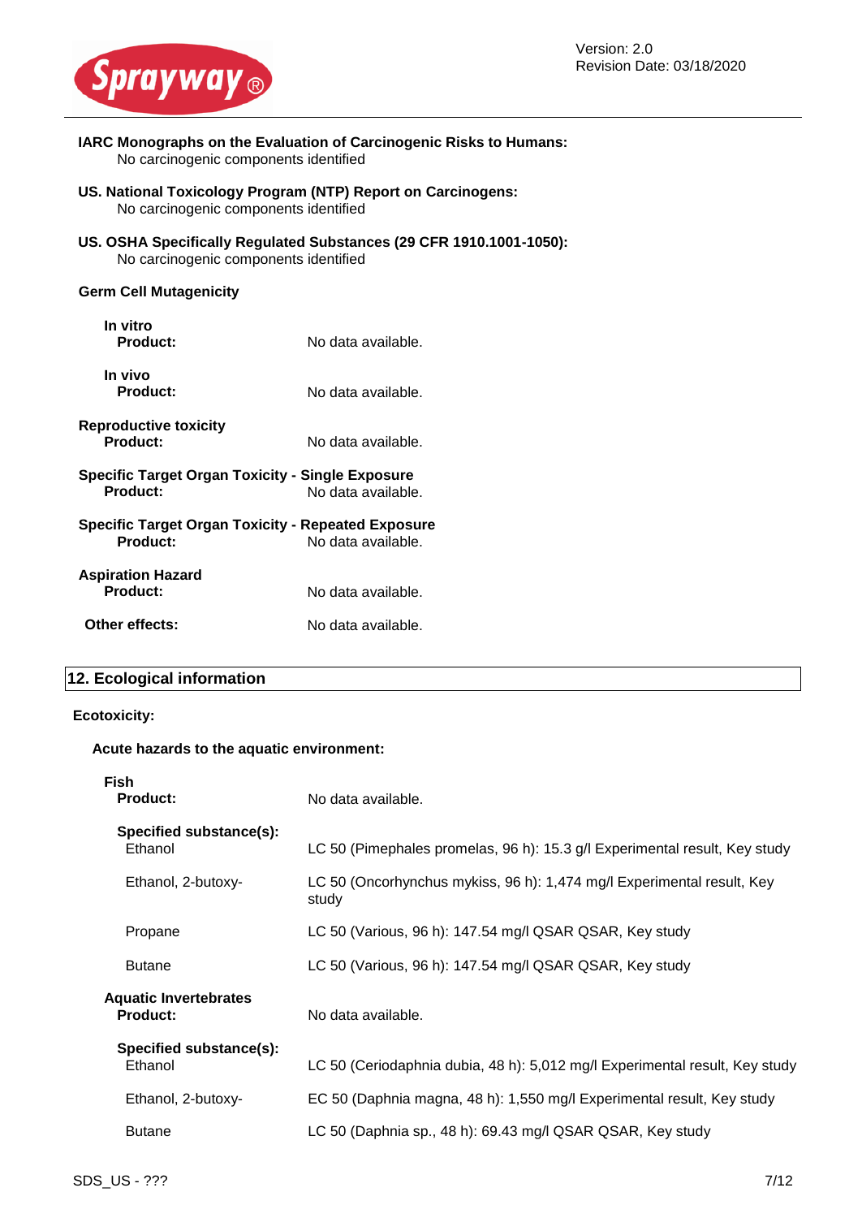**IARC Monographs on the Evaluation of Carcinogenic Risks to Humans:**
No carcinogenic components identified

**US. National Toxicology Program (NTP) Report on Carcinogens:**
No carcinogenic components identified

**US. OSHA Specifically Regulated Substances (29 CFR 1910.1001-1050):**
No carcinogenic components identified

**Germ Cell Mutagenicity**

**In vitro**

| | |
|---|---|
| **Product:** | No data available. |

**In vivo**

| | |
|---|---|
| **Product:** | No data available. |

**Reproductive toxicity**

| | |
|---|---|
| **Product:** | No data available. |

**Specific Target Organ Toxicity - Single Exposure**

| | |
|---|---|
| **Product:** | No data available. |

**Specific Target Organ Toxicity - Repeated Exposure**

| | |
|---|---|
| **Product:** | No data available. |

**Aspiration Hazard**

| | |
|---|---|
| **Product:** | No data available. |

| | |
|---|---|
| **Other effects:** | No data available. |

## 12. Ecological information

**Ecotoxicity:**

**Acute hazards to the aquatic environment:**

**Fish**

| | |
|---|---|
| **Product:** | No data available. |
| **Specified substance(s):** | |
| Ethanol | LC 50 (Pimephales promelas, 96 h): 15.3 g/l Experimental result, Key study |
| Ethanol, 2-butoxy- | LC 50 (Oncorhynchus mykiss, 96 h): 1,474 mg/l Experimental result, Key study |
| Propane | LC 50 (Various, 96 h): 147.54 mg/l QSAR QSAR, Key study |
| Butane | LC 50 (Various, 96 h): 147.54 mg/l QSAR QSAR, Key study |

**Aquatic Invertebrates**

| | |
|---|---|
| **Product:** | No data available. |
| **Specified substance(s):** | |
| Ethanol | LC 50 (Ceriodaphnia dubia, 48 h): 5,012 mg/l Experimental result, Key study |
| Ethanol, 2-butoxy- | EC 50 (Daphnia magna, 48 h): 1,550 mg/l Experimental result, Key study |
| Butane | LC 50 (Daphnia sp., 48 h): 69.43 mg/l QSAR QSAR, Key study |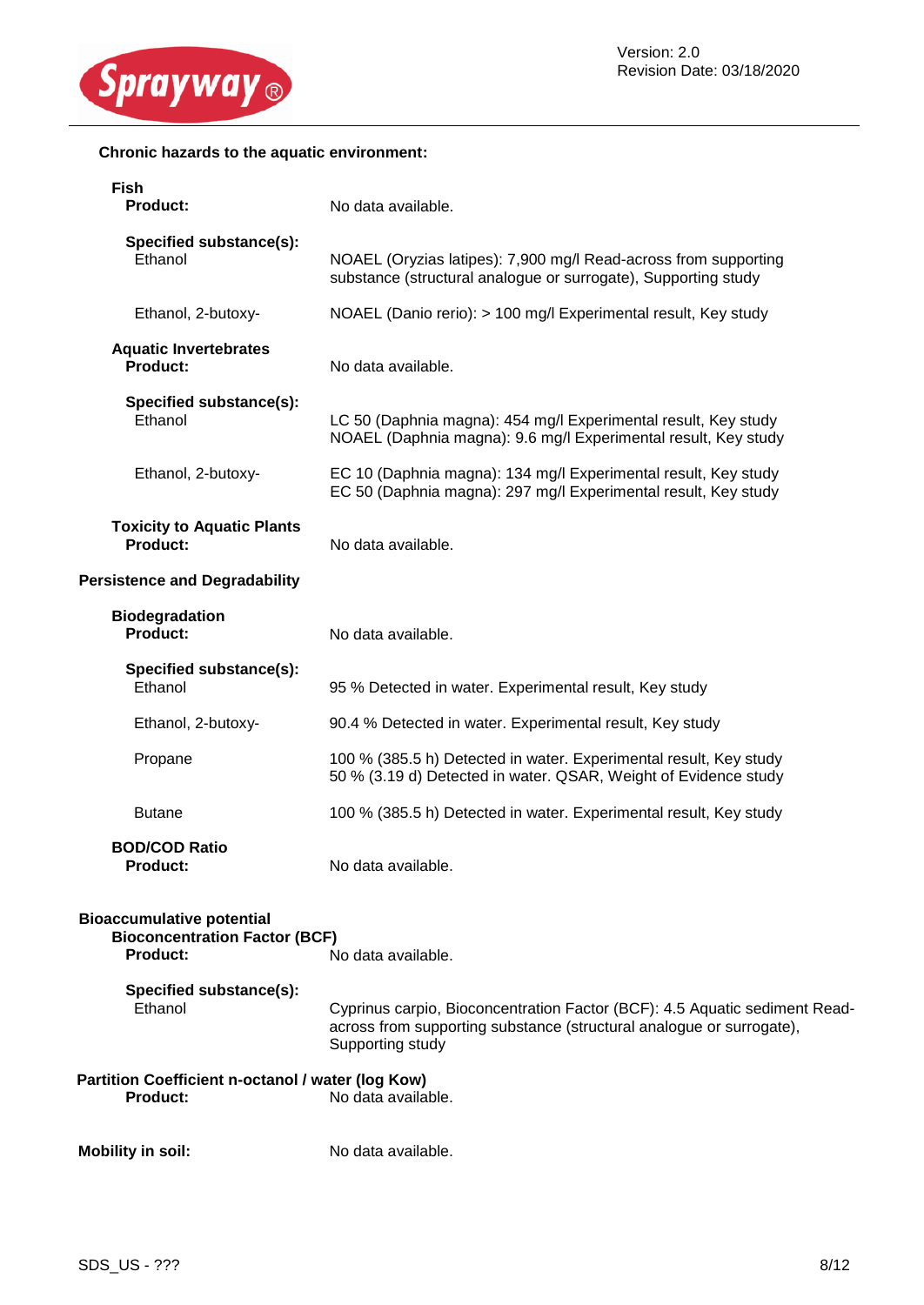**Chronic hazards to the aquatic environment:**

**Fish**

**Product:** No data available.

**Specified substance(s):**

| | |
|---|---|
| Ethanol | NOAEL (Oryzias latipes): 7,900 mg/l Read-across from supporting substance (structural analogue or surrogate), Supporting study |
| Ethanol, 2-butoxy- | NOAEL (Danio rerio): > 100 mg/l Experimental result, Key study |

**Aquatic Invertebrates**

**Product:** No data available.

**Specified substance(s):**

| | |
|---|---|
| Ethanol | LC 50 (Daphnia magna): 454 mg/l Experimental result, Key study<br>NOAEL (Daphnia magna): 9.6 mg/l Experimental result, Key study |
| Ethanol, 2-butoxy- | EC 10 (Daphnia magna): 134 mg/l Experimental result, Key study<br>EC 50 (Daphnia magna): 297 mg/l Experimental result, Key study |

**Toxicity to Aquatic Plants**

**Product:** No data available.

**Persistence and Degradability**

**Biodegradation**

**Product:** No data available.

**Specified substance(s):**

| | |
|---|---|
| Ethanol | 95 % Detected in water. Experimental result, Key study |
| Ethanol, 2-butoxy- | 90.4 % Detected in water. Experimental result, Key study |
| Propane | 100 % (385.5 h) Detected in water. Experimental result, Key study<br>50 % (3.19 d) Detected in water. QSAR, Weight of Evidence study |
| Butane | 100 % (385.5 h) Detected in water. Experimental result, Key study |

**BOD/COD Ratio**

**Product:** No data available.

**Bioaccumulative potential**

**Bioconcentration Factor (BCF)**

**Product:** No data available.

**Specified substance(s):**

| | |
|---|---|
| Ethanol | Cyprinus carpio, Bioconcentration Factor (BCF): 4.5 Aquatic sediment Read-across from supporting substance (structural analogue or surrogate), Supporting study |

**Partition Coefficient n-octanol / water (log Kow)**

**Product:** No data available.

**Mobility in soil:** No data available.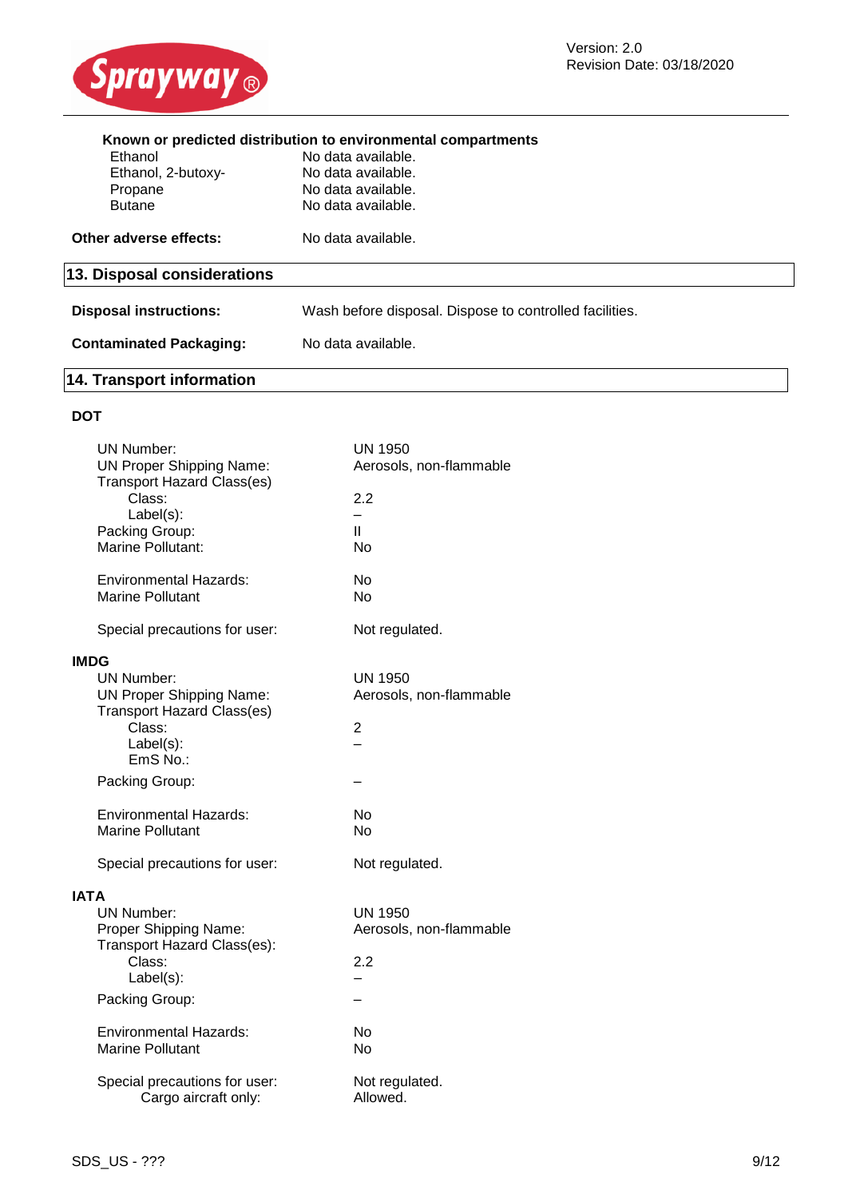**Known or predicted distribution to environmental compartments**

| | |
|---|---|
| Ethanol | No data available. |
| Ethanol, 2-butoxy- | No data available. |
| Propane | No data available. |
| Butane | No data available. |

**Other adverse effects:** No data available.

## 13. Disposal considerations

**Disposal instructions:** Wash before disposal. Dispose to controlled facilities.

**Contaminated Packaging:** No data available.

## 14. Transport information

### DOT

| | |
|---|---|
| UN Number: | UN 1950 |
| UN Proper Shipping Name: | Aerosols, non-flammable |
| Transport Hazard Class(es) | |
| Class: | 2.2 |
| Label(s): | – |
| Packing Group: | II |
| Marine Pollutant: | No |
| Environmental Hazards: | No |
| Marine Pollutant | No |
| Special precautions for user: | Not regulated. |

### IMDG

| | |
|---|---|
| UN Number: | UN 1950 |
| UN Proper Shipping Name: | Aerosols, non-flammable |
| Transport Hazard Class(es) | |
| Class: | 2 |
| Label(s): | – |
| EmS No.: | |
| Packing Group: | – |
| Environmental Hazards: | No |
| Marine Pollutant | No |
| Special precautions for user: | Not regulated. |

### IATA

| | |
|---|---|
| UN Number: | UN 1950 |
| Proper Shipping Name: | Aerosols, non-flammable |
| Transport Hazard Class(es): | |
| Class: | 2.2 |
| Label(s): | – |
| Packing Group: | – |
| Environmental Hazards: | No |
| Marine Pollutant | No |
| Special precautions for user: | Not regulated. |
| Cargo aircraft only: | Allowed. |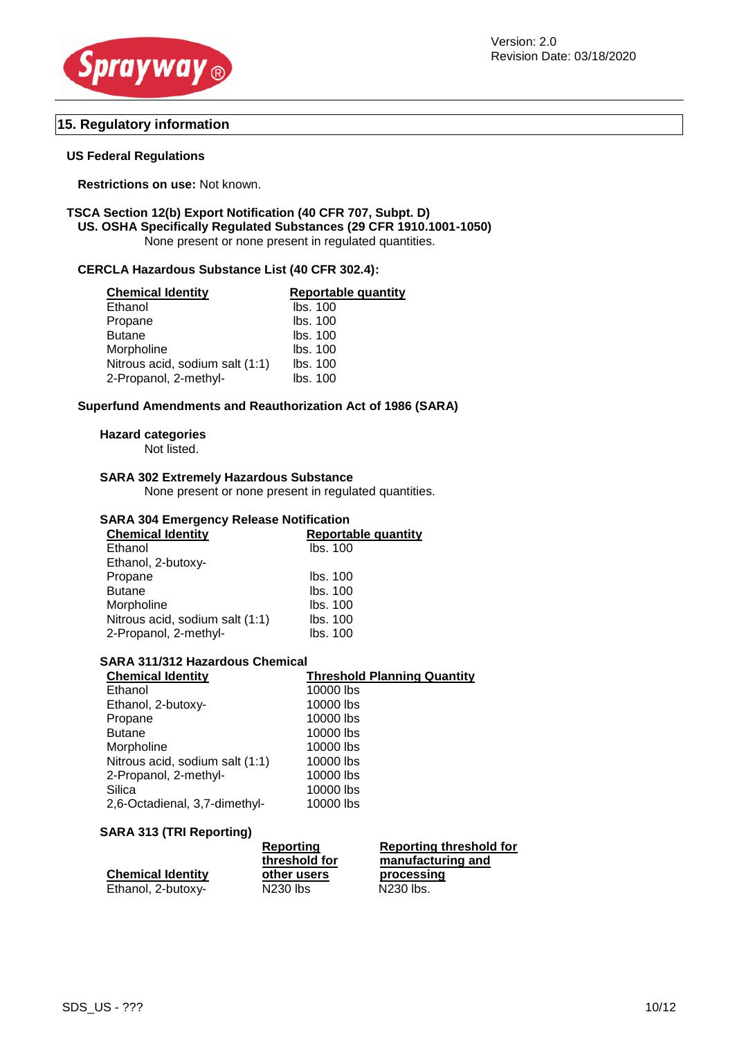## 15. Regulatory information

### US Federal Regulations

**Restrictions on use:** Not known.

**TSCA Section 12(b) Export Notification (40 CFR 707, Subpt. D)**

**US. OSHA Specifically Regulated Substances (29 CFR 1910.1001-1050)**

None present or none present in regulated quantities.

**CERCLA Hazardous Substance List (40 CFR 302.4):**

| Chemical Identity | Reportable quantity |
|---|---|
| Ethanol | lbs. 100 |
| Propane | lbs. 100 |
| Butane | lbs. 100 |
| Morpholine | lbs. 100 |
| Nitrous acid, sodium salt (1:1) | lbs. 100 |
| 2-Propanol, 2-methyl- | lbs. 100 |

**Superfund Amendments and Reauthorization Act of 1986 (SARA)**

**Hazard categories**

Not listed.

**SARA 302 Extremely Hazardous Substance**

None present or none present in regulated quantities.

**SARA 304 Emergency Release Notification**

| Chemical Identity | Reportable quantity |
|---|---|
| Ethanol | lbs. 100 |
| Ethanol, 2-butoxy- | |
| Propane | lbs. 100 |
| Butane | lbs. 100 |
| Morpholine | lbs. 100 |
| Nitrous acid, sodium salt (1:1) | lbs. 100 |
| 2-Propanol, 2-methyl- | lbs. 100 |

**SARA 311/312 Hazardous Chemical**

| Chemical Identity | Threshold Planning Quantity |
|---|---|
| Ethanol | 10000 lbs |
| Ethanol, 2-butoxy- | 10000 lbs |
| Propane | 10000 lbs |
| Butane | 10000 lbs |
| Morpholine | 10000 lbs |
| Nitrous acid, sodium salt (1:1) | 10000 lbs |
| 2-Propanol, 2-methyl- | 10000 lbs |
| Silica | 10000 lbs |
| 2,6-Octadienal, 3,7-dimethyl- | 10000 lbs |

**SARA 313 (TRI Reporting)**

| Chemical Identity | Reporting threshold for other users | Reporting threshold for manufacturing and processing |
|---|---|---|
| Ethanol, 2-butoxy- | N230 lbs | N230 lbs. |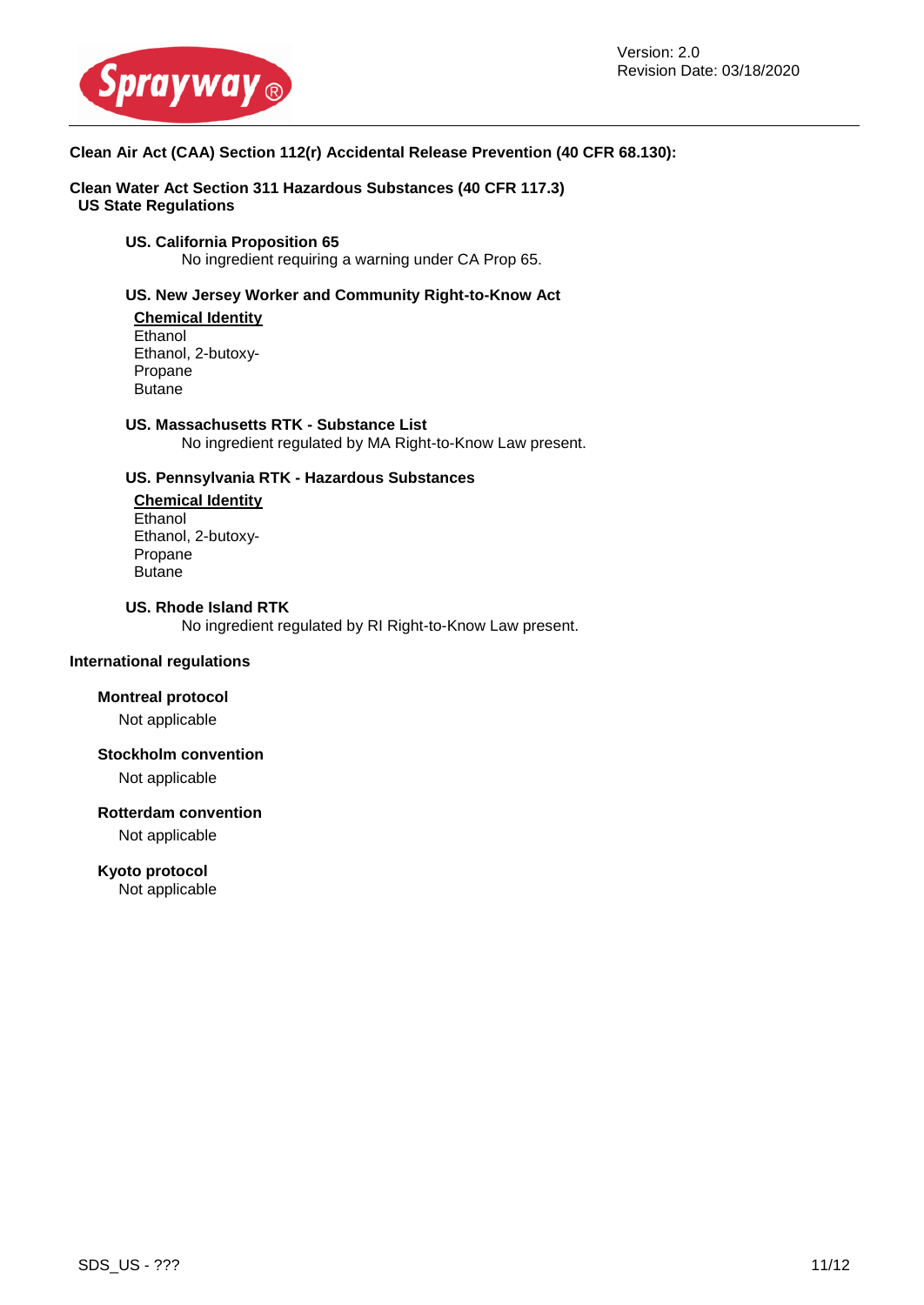**Clean Air Act (CAA) Section 112(r) Accidental Release Prevention (40 CFR 68.130):**

**Clean Water Act Section 311 Hazardous Substances (40 CFR 117.3)**

**US State Regulations**

**US. California Proposition 65**

No ingredient requiring a warning under CA Prop 65.

**US. New Jersey Worker and Community Right-to-Know Act**

**Chemical Identity**

Ethanol
Ethanol, 2-butoxy-
Propane
Butane

**US. Massachusetts RTK - Substance List**

No ingredient regulated by MA Right-to-Know Law present.

**US. Pennsylvania RTK - Hazardous Substances**

**Chemical Identity**

Ethanol
Ethanol, 2-butoxy-
Propane
Butane

**US. Rhode Island RTK**

No ingredient regulated by RI Right-to-Know Law present.

**International regulations**

**Montreal protocol**

Not applicable

**Stockholm convention**

Not applicable

**Rotterdam convention**

Not applicable

**Kyoto protocol**

Not applicable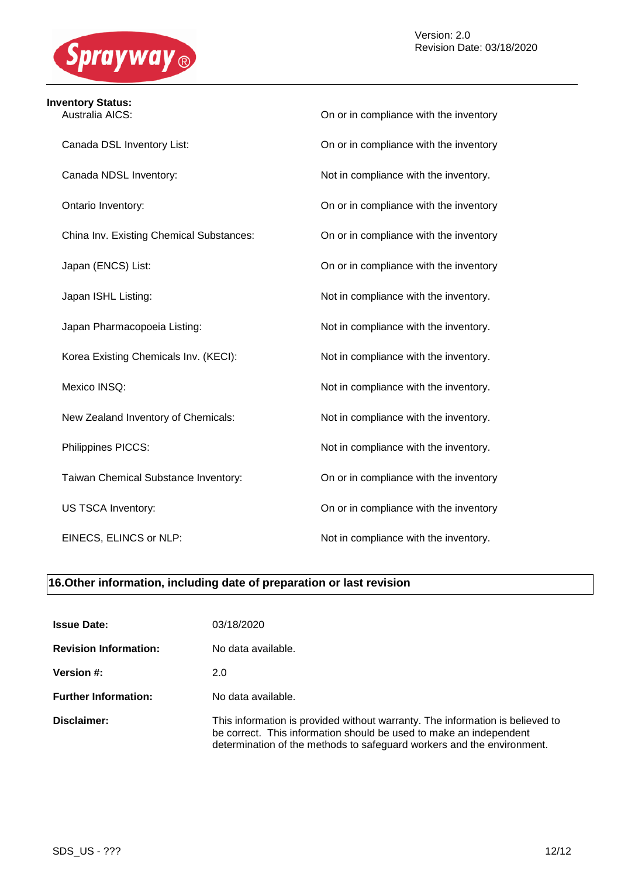**Inventory Status:**

| | |
|---|---|
| Australia AICS: | On or in compliance with the inventory |
| Canada DSL Inventory List: | On or in compliance with the inventory |
| Canada NDSL Inventory: | Not in compliance with the inventory. |
| Ontario Inventory: | On or in compliance with the inventory |
| China Inv. Existing Chemical Substances: | On or in compliance with the inventory |
| Japan (ENCS) List: | On or in compliance with the inventory |
| Japan ISHL Listing: | Not in compliance with the inventory. |
| Japan Pharmacopoeia Listing: | Not in compliance with the inventory. |
| Korea Existing Chemicals Inv. (KECI): | Not in compliance with the inventory. |
| Mexico INSQ: | Not in compliance with the inventory. |
| New Zealand Inventory of Chemicals: | Not in compliance with the inventory. |
| Philippines PICCS: | Not in compliance with the inventory. |
| Taiwan Chemical Substance Inventory: | On or in compliance with the inventory |
| US TSCA Inventory: | On or in compliance with the inventory |
| EINECS, ELINCS or NLP: | Not in compliance with the inventory. |

## 16.Other information, including date of preparation or last revision

| | |
|---|---|
| **Issue Date:** | 03/18/2020 |
| **Revision Information:** | No data available. |
| **Version #:** | 2.0 |
| **Further Information:** | No data available. |
| **Disclaimer:** | This information is provided without warranty. The information is believed to be correct. This information should be used to make an independent determination of the methods to safeguard workers and the environment. |